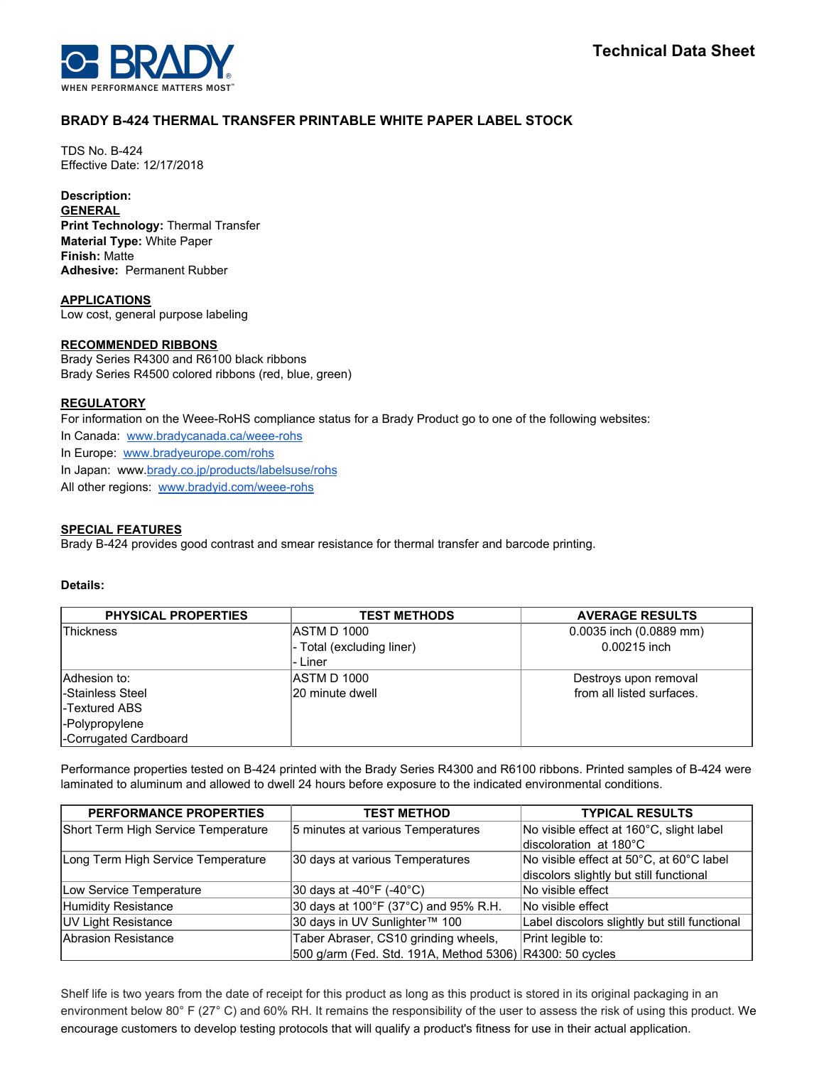**Technical Data Sheet**

# BRADY B-424 THERMAL TRANSFER PRINTABLE WHITE PAPER LABEL STOCK

TDS No. B-424
Effective Date: 12/17/2018

**Description:**

**GENERAL**

**Print Technology:** Thermal Transfer
**Material Type:** White Paper
**Finish:** Matte
**Adhesive:** Permanent Rubber

**APPLICATIONS**

Low cost, general purpose labeling

**RECOMMENDED RIBBONS**

Brady Series R4300 and R6100 black ribbons
Brady Series R4500 colored ribbons (red, blue, green)

**REGULATORY**

For information on the Weee-RoHS compliance status for a Brady Product go to one of the following websites:
In Canada: www.bradycanada.ca/weee-rohs
In Europe: www.bradyeurope.com/rohs
In Japan: www.brady.co.jp/products/labelsuse/rohs
All other regions: www.bradyid.com/weee-rohs

**SPECIAL FEATURES**

Brady B-424 provides good contrast and smear resistance for thermal transfer and barcode printing.

**Details:**

| PHYSICAL PROPERTIES | TEST METHODS | AVERAGE RESULTS |
|---|---|---|
| Thickness | ASTM D 1000<br>- Total (excluding liner)<br>- Liner | 0.0035 inch (0.0889 mm)<br>0.00215 inch |
| Adhesion to:<br>-Stainless Steel<br>-Textured ABS<br>-Polypropylene<br>-Corrugated Cardboard | ASTM D 1000<br>20 minute dwell | Destroys upon removal from all listed surfaces. |

Performance properties tested on B-424 printed with the Brady Series R4300 and R6100 ribbons. Printed samples of B-424 were laminated to aluminum and allowed to dwell 24 hours before exposure to the indicated environmental conditions.

| PERFORMANCE PROPERTIES | TEST METHOD | TYPICAL RESULTS |
|---|---|---|
| Short Term High Service Temperature | 5 minutes at various Temperatures | No visible effect at 160°C, slight label discoloration at 180°C |
| Long Term High Service Temperature | 30 days at various Temperatures | No visible effect at 50°C, at 60°C label discolors slightly but still functional |
| Low Service Temperature | 30 days at -40°F (-40°C) | No visible effect |
| Humidity Resistance | 30 days at 100°F (37°C) and 95% R.H. | No visible effect |
| UV Light Resistance | 30 days in UV Sunlighter™ 100 | Label discolors slightly but still functional |
| Abrasion Resistance | Taber Abraser, CS10 grinding wheels, 500 g/arm (Fed. Std. 191A, Method 5306) | Print legible to:<br>R4300: 50 cycles |

Shelf life is two years from the date of receipt for this product as long as this product is stored in its original packaging in an environment below 80° F (27° C) and 60% RH. It remains the responsibility of the user to assess the risk of using this product. We encourage customers to develop testing protocols that will qualify a product's fitness for use in their actual application.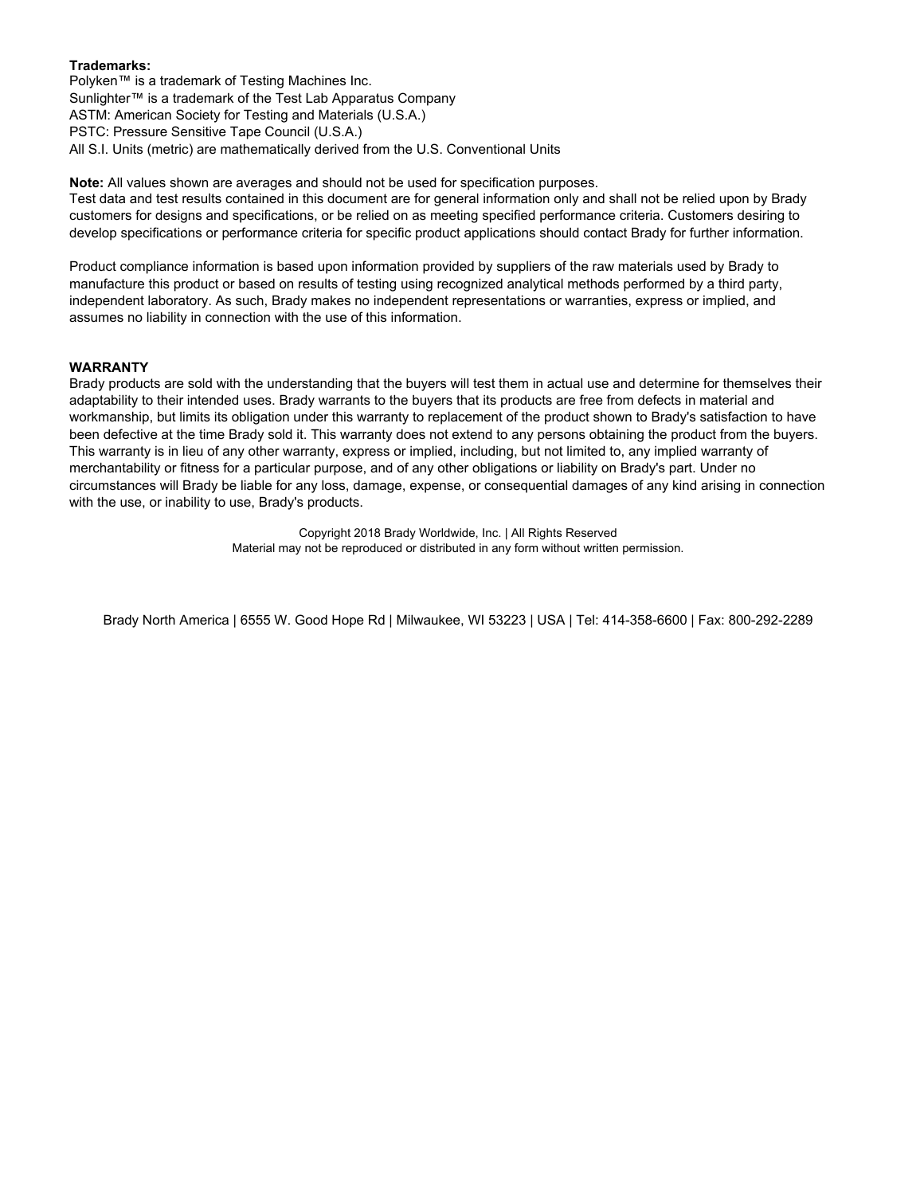**Trademarks:**
Polyken™ is a trademark of Testing Machines Inc.
Sunlighter™ is a trademark of the Test Lab Apparatus Company
ASTM: American Society for Testing and Materials (U.S.A.)
PSTC: Pressure Sensitive Tape Council (U.S.A.)
All S.I. Units (metric) are mathematically derived from the U.S. Conventional Units

**Note:** All values shown are averages and should not be used for specification purposes.
Test data and test results contained in this document are for general information only and shall not be relied upon by Brady customers for designs and specifications, or be relied on as meeting specified performance criteria. Customers desiring to develop specifications or performance criteria for specific product applications should contact Brady for further information.

Product compliance information is based upon information provided by suppliers of the raw materials used by Brady to manufacture this product or based on results of testing using recognized analytical methods performed by a third party, independent laboratory. As such, Brady makes no independent representations or warranties, express or implied, and assumes no liability in connection with the use of this information.

**WARRANTY**

Brady products are sold with the understanding that the buyers will test them in actual use and determine for themselves their adaptability to their intended uses. Brady warrants to the buyers that its products are free from defects in material and workmanship, but limits its obligation under this warranty to replacement of the product shown to Brady's satisfaction to have been defective at the time Brady sold it. This warranty does not extend to any persons obtaining the product from the buyers. This warranty is in lieu of any other warranty, express or implied, including, but not limited to, any implied warranty of merchantability or fitness for a particular purpose, and of any other obligations or liability on Brady's part. Under no circumstances will Brady be liable for any loss, damage, expense, or consequential damages of any kind arising in connection with the use, or inability to use, Brady's products.

Copyright 2018 Brady Worldwide, Inc. | All Rights Reserved
Material may not be reproduced or distributed in any form without written permission.

Brady North America | 6555 W. Good Hope Rd | Milwaukee, WI 53223 | USA | Tel: 414-358-6600 | Fax: 800-292-2289